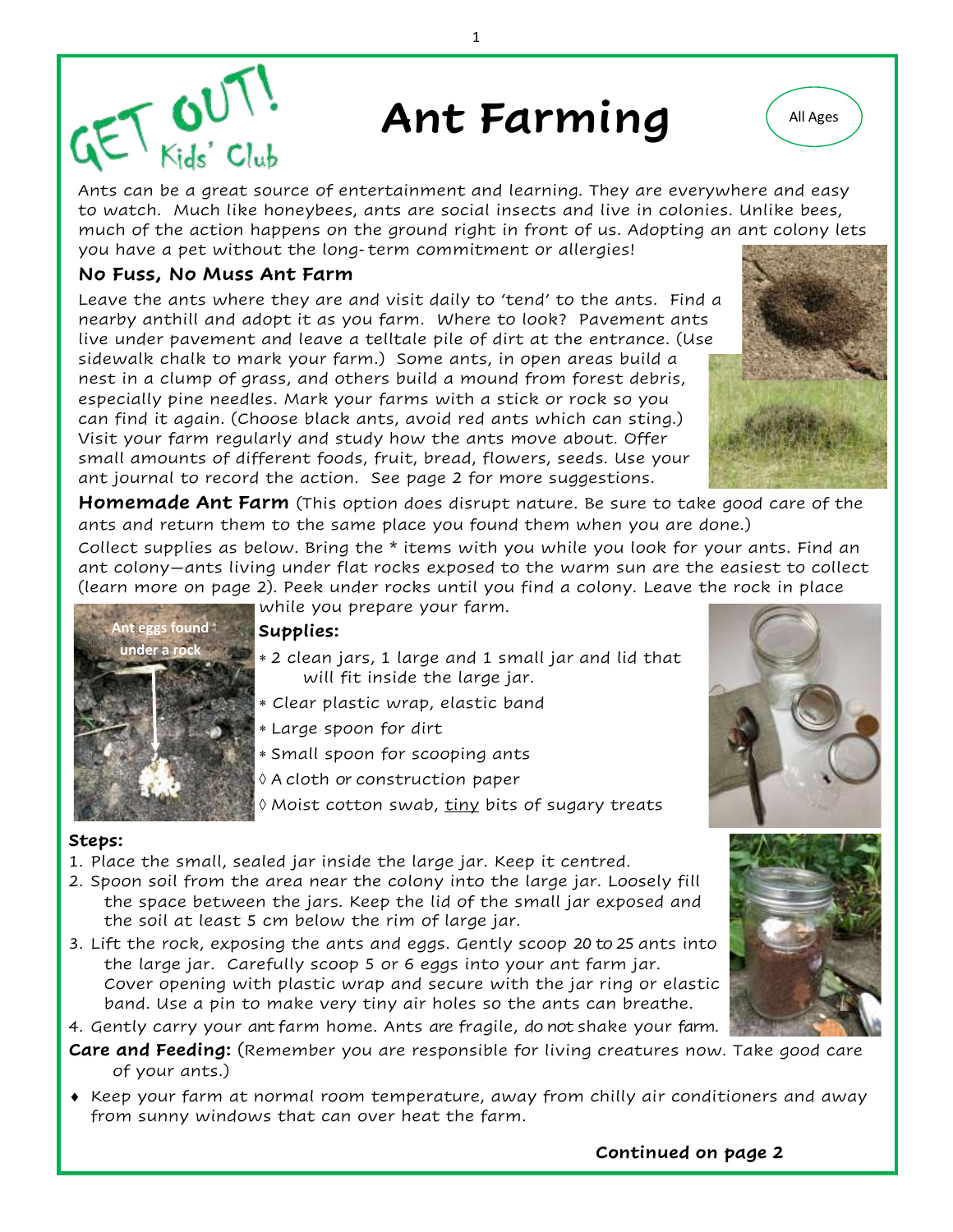GET OUT! Kids' Club

# Ant Farming

All Ages

Ants can be a great source of entertainment and learning. They are everywhere and easy to watch. Much like honeybees, ants are social insects and live in colonies. Unlike bees, much of the action happens on the ground right in front of us. Adopting an ant colony lets you have a pet without the long- term commitment or allergies!

## No Fuss, No Muss Ant Farm

Leave the ants where they are and visit daily to 'tend' to the ants. Find a nearby anthill and adopt it as you farm. Where to look? Pavement ants live under pavement and leave a telltale pile of dirt at the entrance. (Use sidewalk chalk to mark your farm.) Some ants, in open areas build a nest in a clump of grass, and others build a mound from forest debris, especially pine needles. Mark your farms with a stick or rock so you can find it again. (Choose black ants, avoid red ants which can sting.) Visit your farm regularly and study how the ants move about. Offer small amounts of different foods, fruit, bread, flowers, seeds. Use your ant journal to record the action. See page 2 for more suggestions.

## Homemade Ant Farm

(This option does disrupt nature. Be sure to take good care of the ants and return them to the same place you found them when you are done.)

Collect supplies as below. Bring the * items with you while you look for your ants. Find an ant colony—ants living under flat rocks exposed to the warm sun are the easiest to collect (learn more on page 2). Peek under rocks until you find a colony. Leave the rock in place while you prepare your farm.

Ant eggs found under a rock

**Supplies:**

- * 2 clean jars, 1 large and 1 small jar and lid that will fit inside the large jar.
- * Clear plastic wrap, elastic band
- * Large spoon for dirt
- * Small spoon for scooping ants
- ◊ A cloth or construction paper
- ◊ Moist cotton swab, tiny bits of sugary treats

**Steps:**

1. Place the small, sealed jar inside the large jar. Keep it centred.
2. Spoon soil from the area near the colony into the large jar. Loosely fill the space between the jars. Keep the lid of the small jar exposed and the soil at least 5 cm below the rim of large jar.
3. Lift the rock, exposing the ants and eggs. Gently scoop 20 to 25 ants into the large jar. Carefully scoop 5 or 6 eggs into your ant farm jar. Cover opening with plastic wrap and secure with the jar ring or elastic band. Use a pin to make very tiny air holes so the ants can breathe.
4. Gently carry your ant farm home. Ants are fragile, do not shake your farm.

**Care and Feeding:** (Remember you are responsible for living creatures now. Take good care of your ants.)

- Keep your farm at normal room temperature, away from chilly air conditioners and away from sunny windows that can over heat the farm.

**Continued on page 2**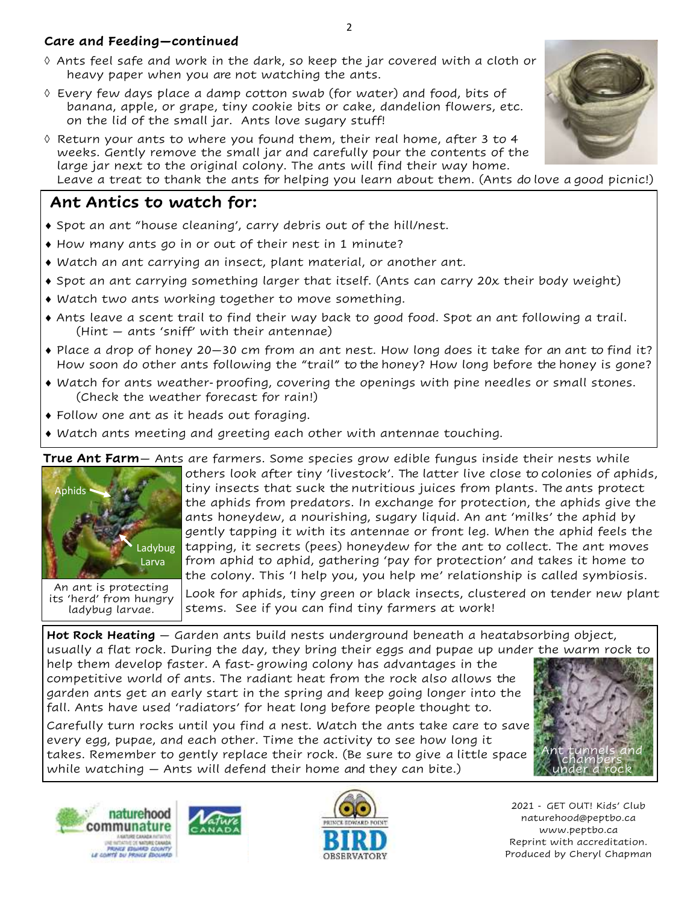**Care and Feeding—continued**

- ◊ Ants feel safe and work in the dark, so keep the jar covered with a cloth or heavy paper when you are not watching the ants.
- ◊ Every few days place a damp cotton swab (for water) and food, bits of banana, apple, or grape, tiny cookie bits or cake, dandelion flowers, etc. on the lid of the small jar. Ants love sugary stuff!
- ◊ Return your ants to where you found them, their real home, after 3 to 4 weeks. Gently remove the small jar and carefully pour the contents of the large jar next to the original colony. The ants will find their way home. Leave a treat to thank the ants for helping you learn about them. (Ants do love a good picnic!)

## Ant Antics to watch for:

- ♦ Spot an ant "house cleaning', carry debris out of the hill/nest.
- ♦ How many ants go in or out of their nest in 1 minute?
- ♦ Watch an ant carrying an insect, plant material, or another ant.
- ♦ Spot an ant carrying something larger that itself. (Ants can carry 20x their body weight)
- ♦ Watch two ants working together to move something.
- ♦ Ants leave a scent trail to find their way back to good food. Spot an ant following a trail. (Hint — ants 'sniff' with their antennae)
- ♦ Place a drop of honey 20—30 cm from an ant nest. How long does it take for an ant to find it? How soon do other ants following the "trail" to the honey? How long before the honey is gone?
- ♦ Watch for ants weather- proofing, covering the openings with pine needles or small stones. (Check the weather forecast for rain!)
- ♦ Follow one ant as it heads out foraging.
- ♦ Watch ants meeting and greeting each other with antennae touching.

**True Ant Farm**— Ants are farmers. Some species grow edible fungus inside their nests while others look after tiny 'livestock'. The latter live close to colonies of aphids, tiny insects that suck the nutritious juices from plants. The ants protect the aphids from predators. In exchange for protection, the aphids give the ants honeydew, a nourishing, sugary liquid. An ant 'milks' the aphid by gently tapping it with its antennae or front leg. When the aphid feels the tapping, it secrets (pees) honeydew for the ant to collect. The ant moves from aphid to aphid, gathering 'pay for protection' and takes it home to the colony. This 'I help you, you help me' relationship is called symbiosis.

Aphids
Ladybug Larva

An ant is protecting its 'herd' from hungry ladybug larvae.

Look for aphids, tiny green or black insects, clustered on tender new plant stems. See if you can find tiny farmers at work!

**Hot Rock Heating** — Garden ants build nests underground beneath a heatabsorbing object, usually a flat rock. During the day, they bring their eggs and pupae up under the warm rock to help them develop faster. A fast- growing colony has advantages in the competitive world of ants. The radiant heat from the rock also allows the garden ants get an early start in the spring and keep going longer into the fall. Ants have used 'radiators' for heat long before people thought to.

Carefully turn rocks until you find a nest. Watch the ants take care to save every egg, pupae, and each other. Time the activity to see how long it takes. Remember to gently replace their rock. (Be sure to give a little space while watching — Ants will defend their home and they can bite.)

Ant tunnels and chambers under a rock

2021 - GET OUT! Kids' Club
naturehood@peptbo.ca
www.peptbo.ca
Reprint with accreditation.
Produced by Cheryl Chapman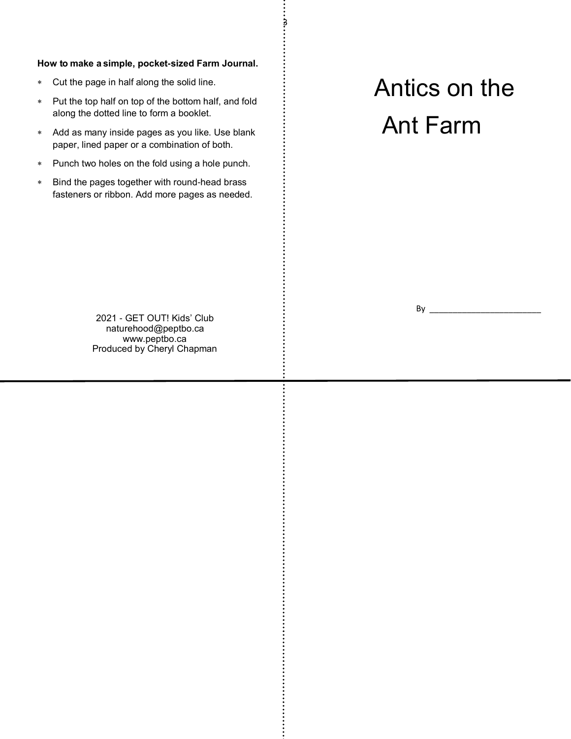**How to make a simple, pocket-sized Farm Journal.**

- Cut the page in half along the solid line.
- Put the top half on top of the bottom half, and fold along the dotted line to form a booklet.
- Add as many inside pages as you like. Use blank paper, lined paper or a combination of both.
- Punch two holes on the fold using a hole punch.
- Bind the pages together with round-head brass fasteners or ribbon. Add more pages as needed.

2021 - GET OUT! Kids' Club
naturehood@peptbo.ca
www.peptbo.ca
Produced by Cheryl Chapman

# Antics on the Ant Farm

By ________________________